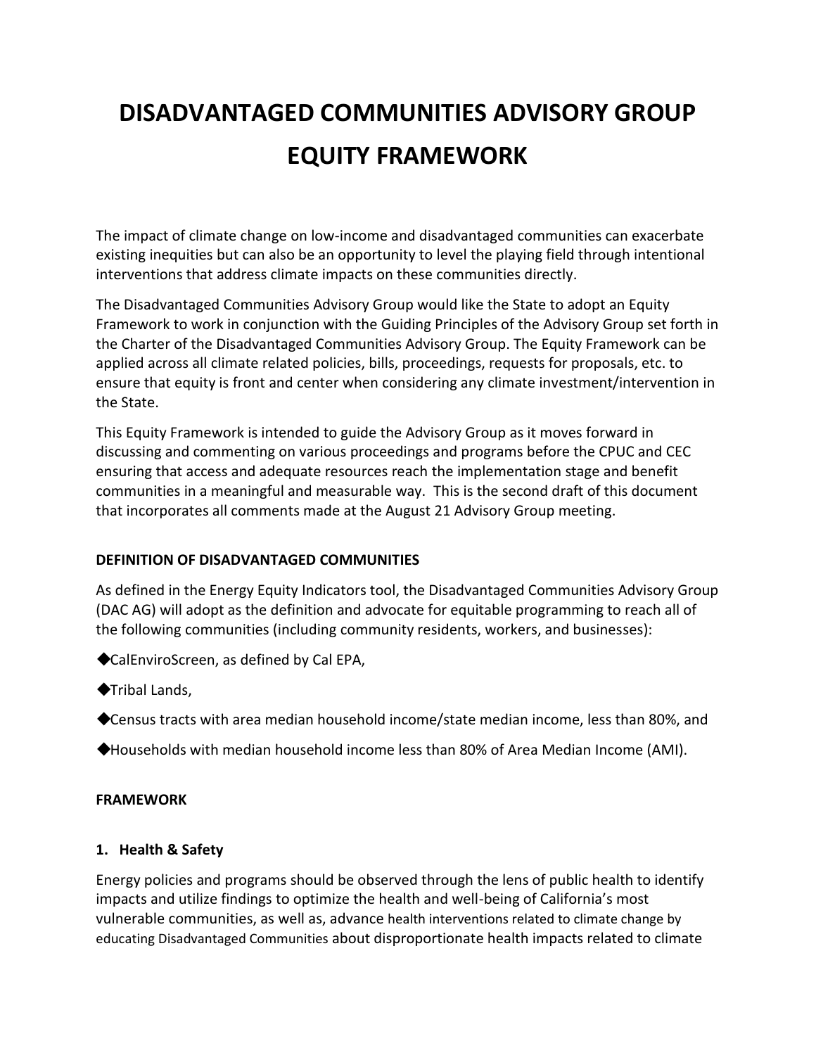# DISADVANTAGED COMMUNITIES ADVISORY GROUP EQUITY FRAMEWORK

The impact of climate change on low-income and disadvantaged communities can exacerbate existing inequities but can also be an opportunity to level the playing field through intentional interventions that address climate impacts on these communities directly.

The Disadvantaged Communities Advisory Group would like the State to adopt an Equity Framework to work in conjunction with the Guiding Principles of the Advisory Group set forth in the Charter of the Disadvantaged Communities Advisory Group. The Equity Framework can be applied across all climate related policies, bills, proceedings, requests for proposals, etc. to ensure that equity is front and center when considering any climate investment/intervention in the State.

This Equity Framework is intended to guide the Advisory Group as it moves forward in discussing and commenting on various proceedings and programs before the CPUC and CEC ensuring that access and adequate resources reach the implementation stage and benefit communities in a meaningful and measurable way. This is the second draft of this document that incorporates all comments made at the August 21 Advisory Group meeting.

**DEFINITION OF DISADVANTAGED COMMUNITIES**

As defined in the Energy Equity Indicators tool, the Disadvantaged Communities Advisory Group (DAC AG) will adopt as the definition and advocate for equitable programming to reach all of the following communities (including community residents, workers, and businesses):

- CalEnviroScreen, as defined by Cal EPA,
- Tribal Lands,
- Census tracts with area median household income/state median income, less than 80%, and
- Households with median household income less than 80% of Area Median Income (AMI).

**FRAMEWORK**

**1. Health & Safety**

Energy policies and programs should be observed through the lens of public health to identify impacts and utilize findings to optimize the health and well-being of California's most vulnerable communities, as well as, advance health interventions related to climate change by educating Disadvantaged Communities about disproportionate health impacts related to climate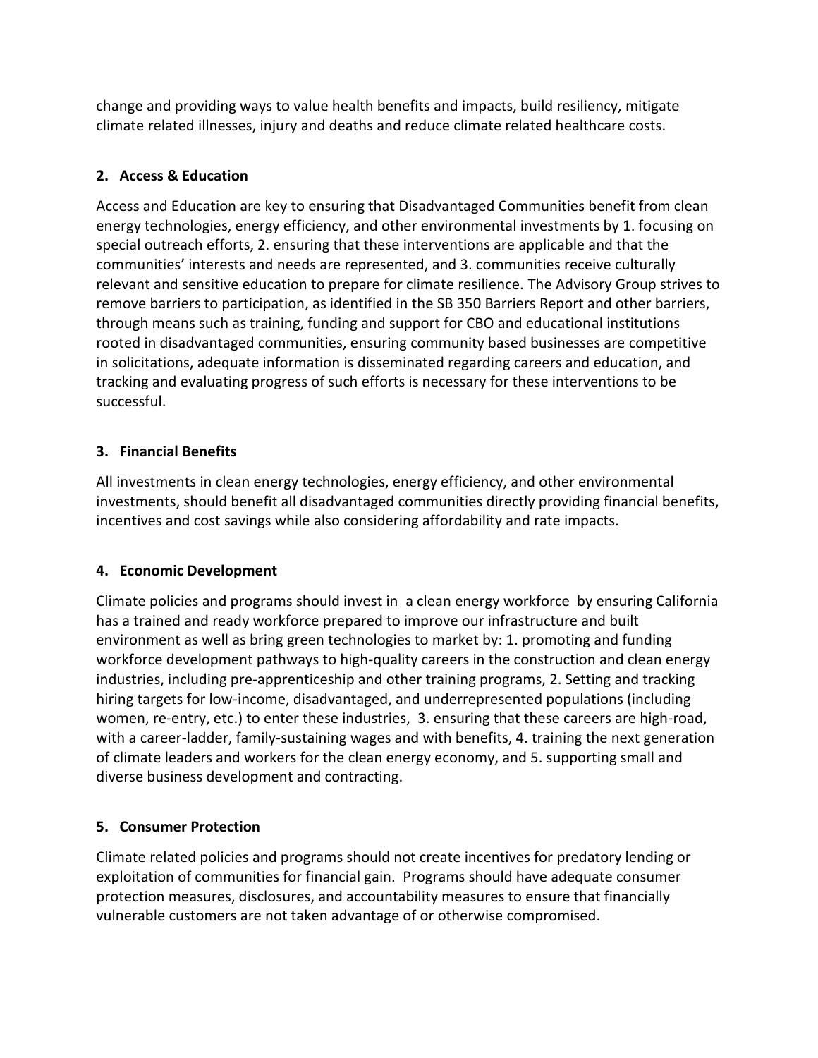change and providing ways to value health benefits and impacts, build resiliency, mitigate climate related illnesses, injury and deaths and reduce climate related healthcare costs.

**2. Access & Education**

Access and Education are key to ensuring that Disadvantaged Communities benefit from clean energy technologies, energy efficiency, and other environmental investments by 1. focusing on special outreach efforts, 2. ensuring that these interventions are applicable and that the communities' interests and needs are represented, and 3. communities receive culturally relevant and sensitive education to prepare for climate resilience. The Advisory Group strives to remove barriers to participation, as identified in the SB 350 Barriers Report and other barriers, through means such as training, funding and support for CBO and educational institutions rooted in disadvantaged communities, ensuring community based businesses are competitive in solicitations, adequate information is disseminated regarding careers and education, and tracking and evaluating progress of such efforts is necessary for these interventions to be successful.

**3. Financial Benefits**

All investments in clean energy technologies, energy efficiency, and other environmental investments, should benefit all disadvantaged communities directly providing financial benefits, incentives and cost savings while also considering affordability and rate impacts.

**4. Economic Development**

Climate policies and programs should invest in a clean energy workforce by ensuring California has a trained and ready workforce prepared to improve our infrastructure and built environment as well as bring green technologies to market by: 1. promoting and funding workforce development pathways to high-quality careers in the construction and clean energy industries, including pre-apprenticeship and other training programs, 2. Setting and tracking hiring targets for low-income, disadvantaged, and underrepresented populations (including women, re-entry, etc.) to enter these industries, 3. ensuring that these careers are high-road, with a career-ladder, family-sustaining wages and with benefits, 4. training the next generation of climate leaders and workers for the clean energy economy, and 5. supporting small and diverse business development and contracting.

**5. Consumer Protection**

Climate related policies and programs should not create incentives for predatory lending or exploitation of communities for financial gain. Programs should have adequate consumer protection measures, disclosures, and accountability measures to ensure that financially vulnerable customers are not taken advantage of or otherwise compromised.